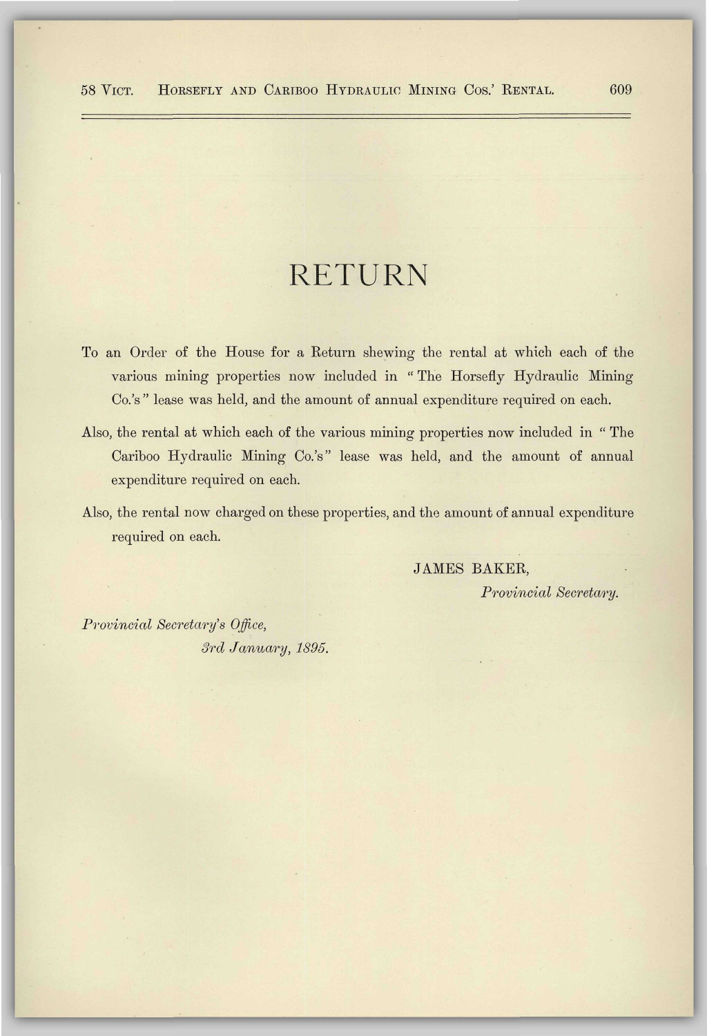# RETURN

To an Order of the House for a Return shewing the rental at which each of the various mining properties now included in " The Horsefly Hydraulic Mining Co.'s " lease was held, and the amount of annual expenditure required on each.

Also, the rental at which each of the various mining properties now included in " The Cariboo Hydraulic Mining Co.'s" lease was held, and the amount of annual expenditure required on each.

Also, the rental now charged on these properties, and the amount of annual expenditure required on each.

JAMES BAKER,
*Provincial Secretary.*

*Provincial Secretary's Office,*
*3rd January, 1895.*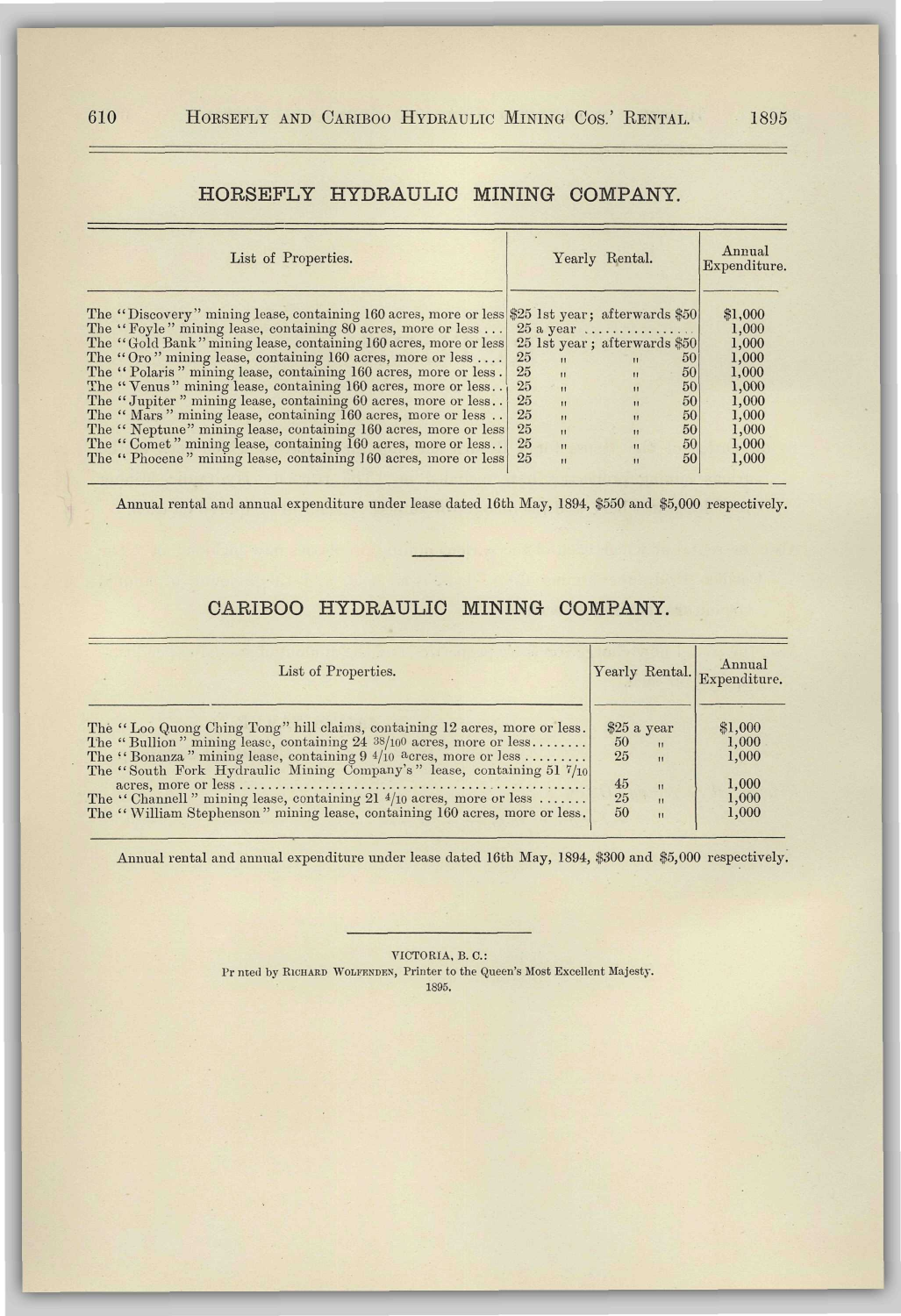## HORSEFLY HYDRAULIC MINING COMPANY.

| List of Properties. | Yearly Rental. | Annual Expenditure. |
|---|---|---|
| The "Discovery" mining lease, containing 160 acres, more or less | $25 1st year; afterwards $50 | $1,000 |
| The "Foyle" mining lease, containing 80 acres, more or less ... | 25 a year .............. | 1,000 |
| The "Gold Bank" mining lease, containing 160 acres, more or less | 25 1st year; afterwards $50 | 1,000 |
| The "Oro" mining lease, containing 160 acres, more or less .... | 25 " " 50 | 1,000 |
| The "Polaris" mining lease, containing 160 acres, more or less . | 25 " " 50 | 1,000 |
| The "Venus" mining lease, containing 160 acres, more or less.. | 25 " " 50 | 1,000 |
| The "Jupiter" mining lease, containing 60 acres, more or less.. | 25 " " 50 | 1,000 |
| The "Mars" mining lease, containing 160 acres, more or less .. | 25 " " 50 | 1,000 |
| The "Neptune" mining lease, containing 160 acres, more or less | 25 " " 50 | 1,000 |
| The "Comet" mining lease, containing 160 acres, more or less.. | 25 " " 50 | 1,000 |
| The "Phocene" mining lease, containing 160 acres, more or less | 25 " " 50 | 1,000 |

Annual rental and annual expenditure under lease dated 16th May, 1894, $550 and $5,000 respectively.

---

## CARIBOO HYDRAULIC MINING COMPANY.

| List of Properties. | Yearly Rental. | Annual Expenditure. |
|---|---|---|
| The "Loo Quong Ching Tong" hill claims, containing 12 acres, more or less. | $25 a year | $1,000 |
| The "Bullion" mining lease, containing 24 38/100 acres, more or less........ | 50 " | 1,000 |
| The "Bonanza" mining lease, containing 9 4/10 acres, more or less ......... | 25 " | 1,000 |
| The "South Fork Hydraulic Mining Company's" lease, containing 51 7/10 acres, more or less ................................................ | 45 " | 1,000 |
| The "Channell" mining lease, containing 21 4/10 acres, more or less ....... | 25 " | 1,000 |
| The "William Stephenson" mining lease, containing 160 acres, more or less. | 50 " | 1,000 |

Annual rental and annual expenditure under lease dated 16th May, 1894, $300 and $5,000 respectively.

---

VICTORIA, B. C.:
Pr nted by RICHARD WOLFENDEN, Printer to the Queen's Most Excellent Majesty.
1895.